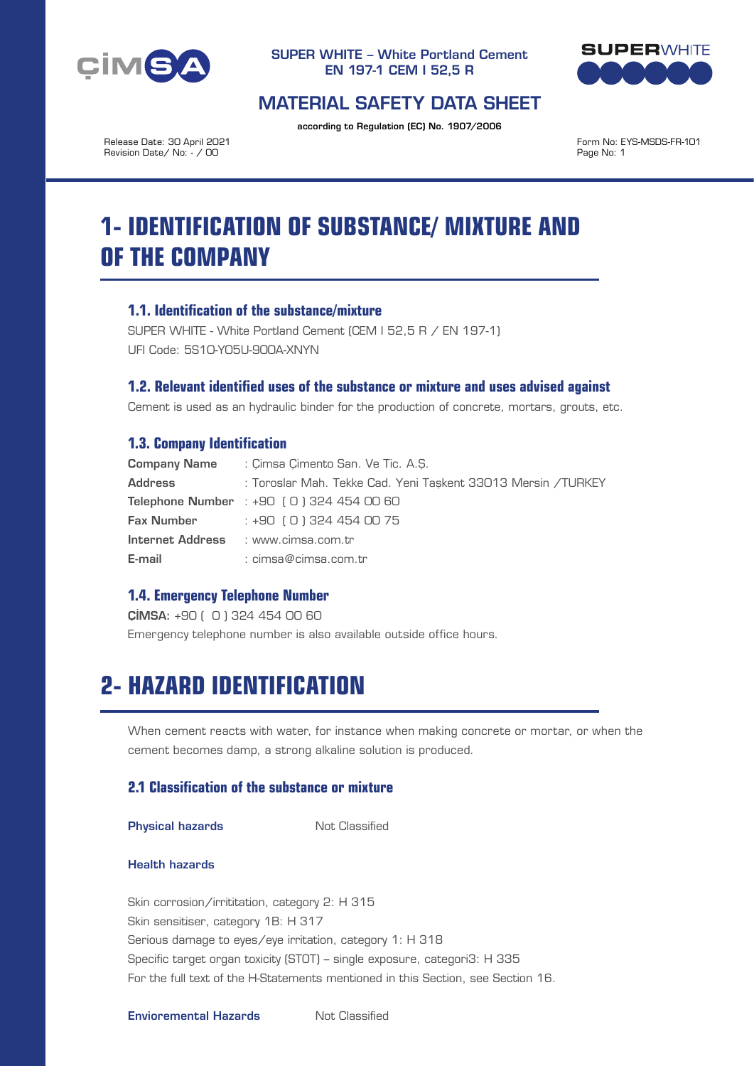SUPER WHITE – White Portland Cement
EN 197-1 CEM I 52,5 R

# MATERIAL SAFETY DATA SHEET

according to Regulation (EC) No. 1907/2006

Release Date: 30 April 2021
Revision Date/ No: - / 00

Form No: EYS-MSDS-FR-101

# 1- IDENTIFICATION OF SUBSTANCE/ MIXTURE AND OF THE COMPANY

### 1.1. Identification of the substance/mixture

SUPER WHITE - White Portland Cement (CEM I 52,5 R / EN 197-1)
UFI Code: 5S10-Y05U-900A-XNYN

### 1.2. Relevant identified uses of the substance or mixture and uses advised against

Cement is used as an hydraulic binder for the production of concrete, mortars, grouts, etc.

### 1.3. Company Identification

**Company Name** : Çimsa Çimento San. Ve Tic. A.Ş.
**Address** : Toroslar Mah. Tekke Cad. Yeni Taşkent 33013 Mersin /TURKEY
**Telephone Number** : +90 ( 0 ) 324 454 00 60
**Fax Number** : +90 ( 0 ) 324 454 00 75
**Internet Address** : www.cimsa.com.tr
**E-mail** : cimsa@cimsa.com.tr

### 1.4. Emergency Telephone Number

**ÇİMSA**: +90 ( 0 ) 324 454 00 60
Emergency telephone number is also available outside office hours.

# 2- HAZARD IDENTIFICATION

When cement reacts with water, for instance when making concrete or mortar, or when the cement becomes damp, a strong alkaline solution is produced.

### 2.1 Classification of the substance or mixture

**Physical hazards** Not Classified

**Health hazards**

Skin corrosion/irrititation, category 2: H 315
Skin sensitiser, category 1B: H 317
Serious damage to eyes/eye irritation, category 1: H 318
Specific target organ toxicity (STOT) – single exposure, categori3: H 335
For the full text of the H-Statements mentioned in this Section, see Section 16.

**Envioremental Hazards** Not Classified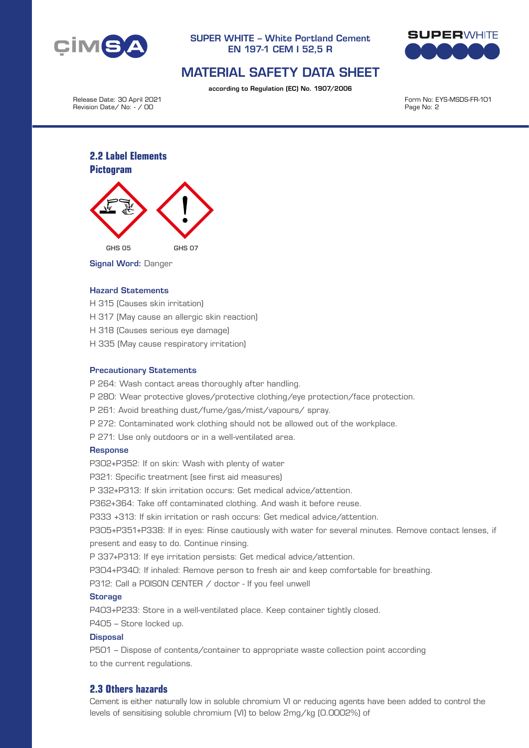## 2.2 Label Elements

### Pictogram

GHS 05 GHS 07

**Signal Word:** Danger

#### Hazard Statements

H 315 (Causes skin irritation)

H 317 (May cause an allergic skin reaction)

H 318 (Causes serious eye damage)

H 335 (May cause respiratory irritation)

#### Precautionary Statements

P 264: Wash contact areas thoroughly after handling.

P 280: Wear protective gloves/protective clothing/eye protection/face protection.

P 261: Avoid breathing dust/fume/gas/mist/vapours/ spray.

P 272: Contaminated work clothing should not be allowed out of the workplace.

P 271: Use only outdoors or in a well-ventilated area.

#### Response

P302+P352: If on skin: Wash with plenty of water

P321: Specific treatment (see first aid measures)

P 332+P313: If skin irritation occurs: Get medical advice/attention.

P362+364: Take off contaminated clothing. And wash it before reuse.

P333 +313: If skin irritation or rash occurs: Get medical advice/attention.

P305+P351+P338: If in eyes: Rinse cautiously with water for several minutes. Remove contact lenses, if present and easy to do. Continue rinsing.

P 337+P313: If eye irritation persists: Get medical advice/attention.

P304+P340: If inhaled: Remove person to fresh air and keep comfortable for breathing.

P312: Call a POISON CENTER / doctor - If you feel unwell

#### Storage

P403+P233: Store in a well-ventilated place. Keep container tightly closed.

P405 – Store locked up.

#### Disposal

P501 – Dispose of contents/container to appropriate waste collection point according to the current regulations.

## 2.3 Others hazards

Cement is either naturally low in soluble chromium VI or reducing agents have been added to control the levels of sensitising soluble chromium (VI) to below 2mg/kg (0.0002%) of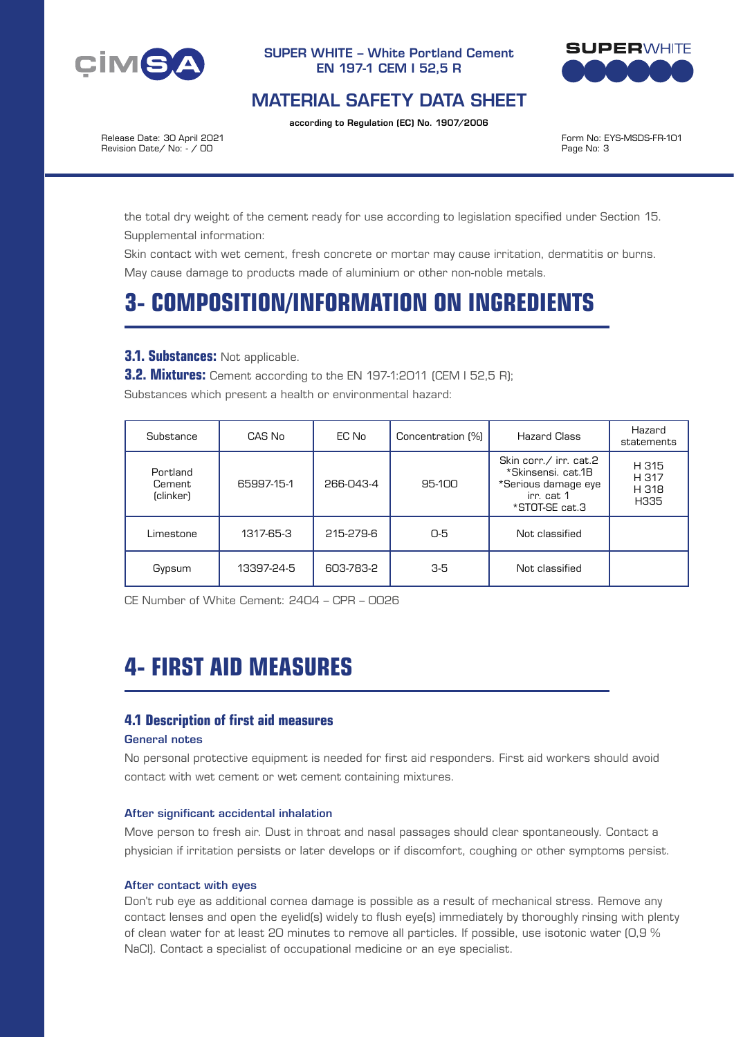the total dry weight of the cement ready for use according to legislation specified under Section 15.

Supplemental information:

Skin contact with wet cement, fresh concrete or mortar may cause irritation, dermatitis or burns.

May cause damage to products made of aluminium or other non-noble metals.

# 3- COMPOSITION/INFORMATION ON INGREDIENTS

**3.1. Substances:** Not applicable.

**3.2. Mixtures:** Cement according to the EN 197-1:2011 (CEM I 52,5 R);

Substances which present a health or environmental hazard:

| Substance | CAS No | EC No | Concentration (%) | Hazard Class | Hazard statements |
|---|---|---|---|---|---|
| Portland Cement (clinker) | 65997-15-1 | 266-043-4 | 95-100 | Skin corr./ irr. cat.2 *Skinsensi. cat.1B *Serious damage eye irr. cat 1 *STOT-SE cat.3 | H 315 H 317 H 318 H335 |
| Limestone | 1317-65-3 | 215-279-6 | 0-5 | Not classified | |
| Gypsum | 13397-24-5 | 603-783-2 | 3-5 | Not classified | |

CE Number of White Cement: 2404 – CPR – 0026

# 4- FIRST AID MEASURES

## 4.1 Description of first aid measures

### General notes

No personal protective equipment is needed for first aid responders. First aid workers should avoid contact with wet cement or wet cement containing mixtures.

### After significant accidental inhalation

Move person to fresh air. Dust in throat and nasal passages should clear spontaneously. Contact a physician if irritation persists or later develops or if discomfort, coughing or other symptoms persist.

### After contact with eyes

Don't rub eye as additional cornea damage is possible as a result of mechanical stress. Remove any contact lenses and open the eyelid(s) widely to flush eye(s) immediately by thoroughly rinsing with plenty of clean water for at least 20 minutes to remove all particles. If possible, use isotonic water (0,9 % NaCl). Contact a specialist of occupational medicine or an eye specialist.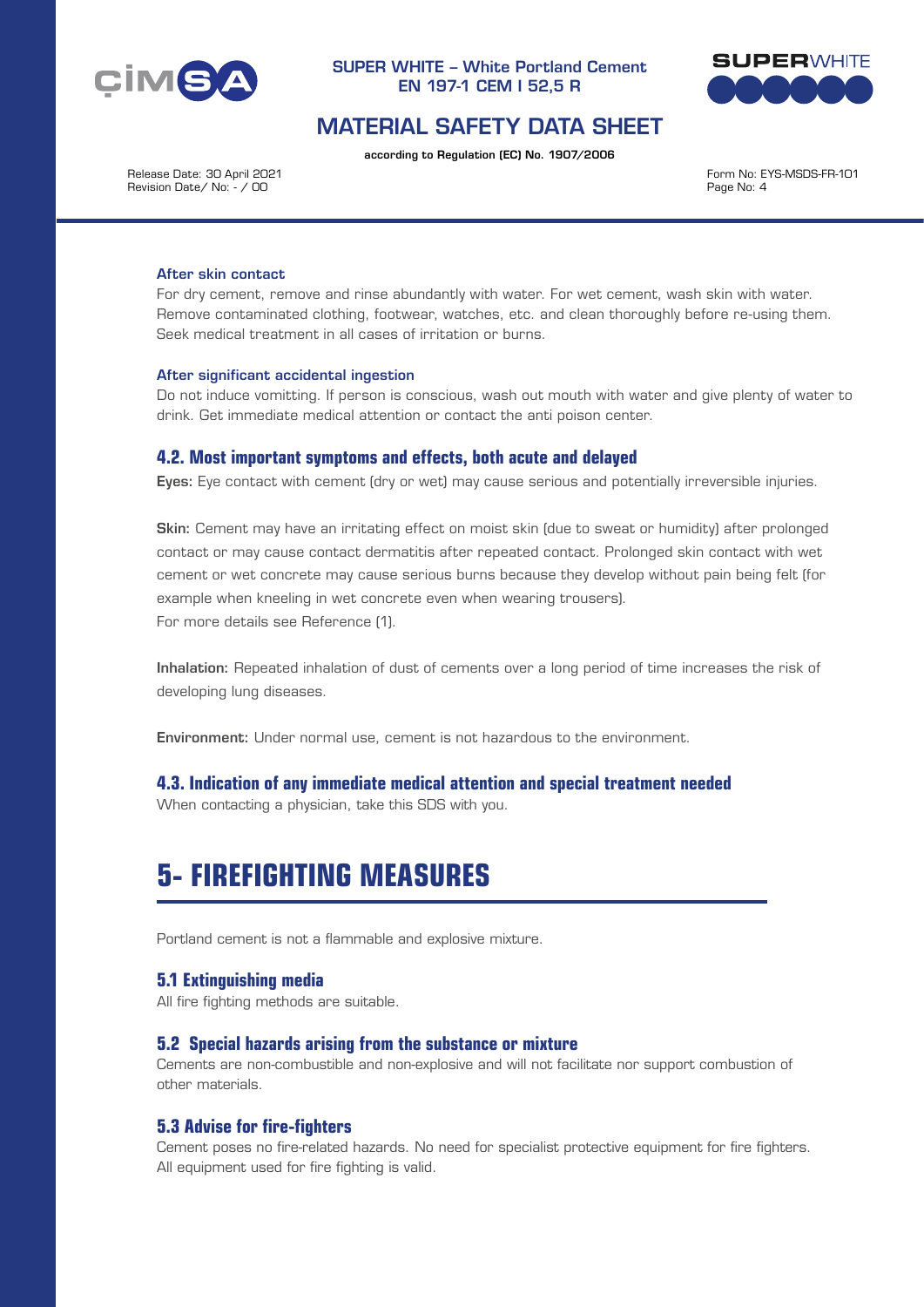**After skin contact**

For dry cement, remove and rinse abundantly with water. For wet cement, wash skin with water. Remove contaminated clothing, footwear, watches, etc. and clean thoroughly before re-using them. Seek medical treatment in all cases of irritation or burns.

**After significant accidental ingestion**

Do not induce vomitting. If person is conscious, wash out mouth with water and give plenty of water to drink. Get immediate medical attention or contact the anti poison center.

### 4.2. Most important symptoms and effects, both acute and delayed

**Eyes:** Eye contact with cement (dry or wet) may cause serious and potentially irreversible injuries.

**Skin:** Cement may have an irritating effect on moist skin (due to sweat or humidity) after prolonged contact or may cause contact dermatitis after repeated contact. Prolonged skin contact with wet cement or wet concrete may cause serious burns because they develop without pain being felt (for example when kneeling in wet concrete even when wearing trousers).
For more details see Reference (1).

**Inhalation:** Repeated inhalation of dust of cements over a long period of time increases the risk of developing lung diseases.

**Environment:** Under normal use, cement is not hazardous to the environment.

### 4.3. Indication of any immediate medical attention and special treatment needed

When contacting a physician, take this SDS with you.

## 5- FIREFIGHTING MEASURES

Portland cement is not a flammable and explosive mixture.

### 5.1 Extinguishing media

All fire fighting methods are suitable.

### 5.2 Special hazards arising from the substance or mixture

Cements are non-combustible and non-explosive and will not facilitate nor support combustion of other materials.

### 5.3 Advise for fire-fighters

Cement poses no fire-related hazards. No need for specialist protective equipment for fire fighters. All equipment used for fire fighting is valid.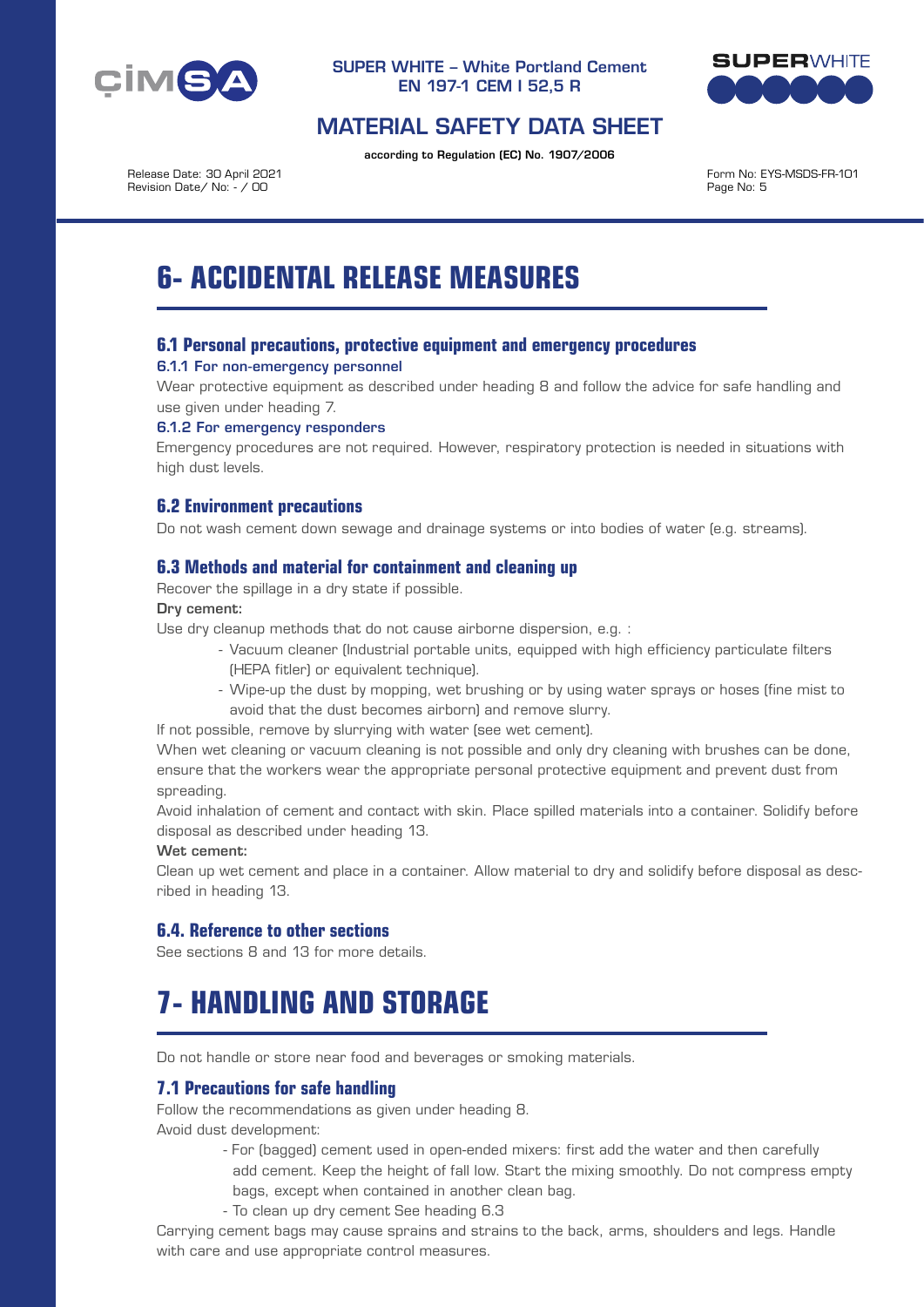# 6- ACCIDENTAL RELEASE MEASURES

## 6.1 Personal precautions, protective equipment and emergency procedures

### 6.1.1 For non-emergency personnel

Wear protective equipment as described under heading 8 and follow the advice for safe handling and use given under heading 7.

### 6.1.2 For emergency responders

Emergency procedures are not required. However, respiratory protection is needed in situations with high dust levels.

## 6.2 Environment precautions

Do not wash cement down sewage and drainage systems or into bodies of water (e.g. streams).

## 6.3 Methods and material for containment and cleaning up

Recover the spillage in a dry state if possible.

**Dry cement:**

Use dry cleanup methods that do not cause airborne dispersion, e.g. :

- Vacuum cleaner (Industrial portable units, equipped with high efficiency particulate filters (HEPA fitler) or equivalent technique).
- Wipe-up the dust by mopping, wet brushing or by using water sprays or hoses (fine mist to avoid that the dust becomes airborn) and remove slurry.

If not possible, remove by slurrying with water (see wet cement).

When wet cleaning or vacuum cleaning is not possible and only dry cleaning with brushes can be done, ensure that the workers wear the appropriate personal protective equipment and prevent dust from spreading.

Avoid inhalation of cement and contact with skin. Place spilled materials into a container. Solidify before disposal as described under heading 13.

**Wet cement:**

Clean up wet cement and place in a container. Allow material to dry and solidify before disposal as described in heading 13.

## 6.4. Reference to other sections

See sections 8 and 13 for more details.

# 7- HANDLING AND STORAGE

Do not handle or store near food and beverages or smoking materials.

## 7.1 Precautions for safe handling

Follow the recommendations as given under heading 8.

Avoid dust development:

- For (bagged) cement used in open-ended mixers: first add the water and then carefully add cement. Keep the height of fall low. Start the mixing smoothly. Do not compress empty bags, except when contained in another clean bag.
- To clean up dry cement See heading 6.3

Carrying cement bags may cause sprains and strains to the back, arms, shoulders and legs. Handle with care and use appropriate control measures.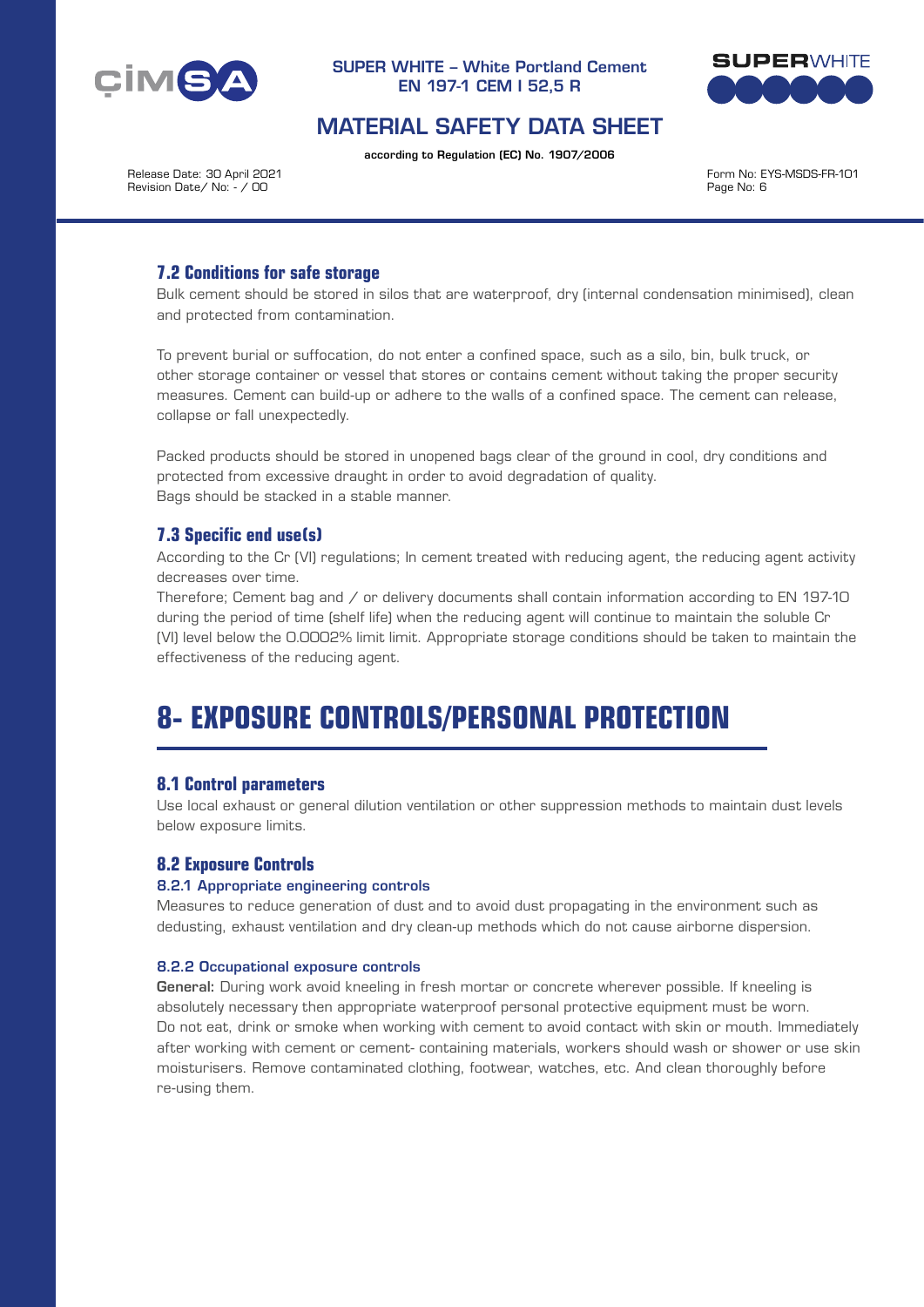### 7.2 Conditions for safe storage

Bulk cement should be stored in silos that are waterproof, dry (internal condensation minimised), clean and protected from contamination.

To prevent burial or suffocation, do not enter a confined space, such as a silo, bin, bulk truck, or other storage container or vessel that stores or contains cement without taking the proper security measures. Cement can build-up or adhere to the walls of a confined space. The cement can release, collapse or fall unexpectedly.

Packed products should be stored in unopened bags clear of the ground in cool, dry conditions and protected from excessive draught in order to avoid degradation of quality.
Bags should be stacked in a stable manner.

### 7.3 Specific end use(s)

According to the Cr (VI) regulations; In cement treated with reducing agent, the reducing agent activity decreases over time.
Therefore; Cement bag and / or delivery documents shall contain information according to EN 197-10 during the period of time (shelf life) when the reducing agent will continue to maintain the soluble Cr (VI) level below the 0.0002% limit limit. Appropriate storage conditions should be taken to maintain the effectiveness of the reducing agent.

# 8- EXPOSURE CONTROLS/PERSONAL PROTECTION

### 8.1 Control parameters

Use local exhaust or general dilution ventilation or other suppression methods to maintain dust levels below exposure limits.

### 8.2 Exposure Controls

#### 8.2.1 Appropriate engineering controls

Measures to reduce generation of dust and to avoid dust propagating in the environment such as dedusting, exhaust ventilation and dry clean-up methods which do not cause airborne dispersion.

#### 8.2.2 Occupational exposure controls

**General:** During work avoid kneeling in fresh mortar or concrete wherever possible. If kneeling is absolutely necessary then appropriate waterproof personal protective equipment must be worn.
Do not eat, drink or smoke when working with cement to avoid contact with skin or mouth. Immediately after working with cement or cement- containing materials, workers should wash or shower or use skin moisturisers. Remove contaminated clothing, footwear, watches, etc. And clean thoroughly before re-using them.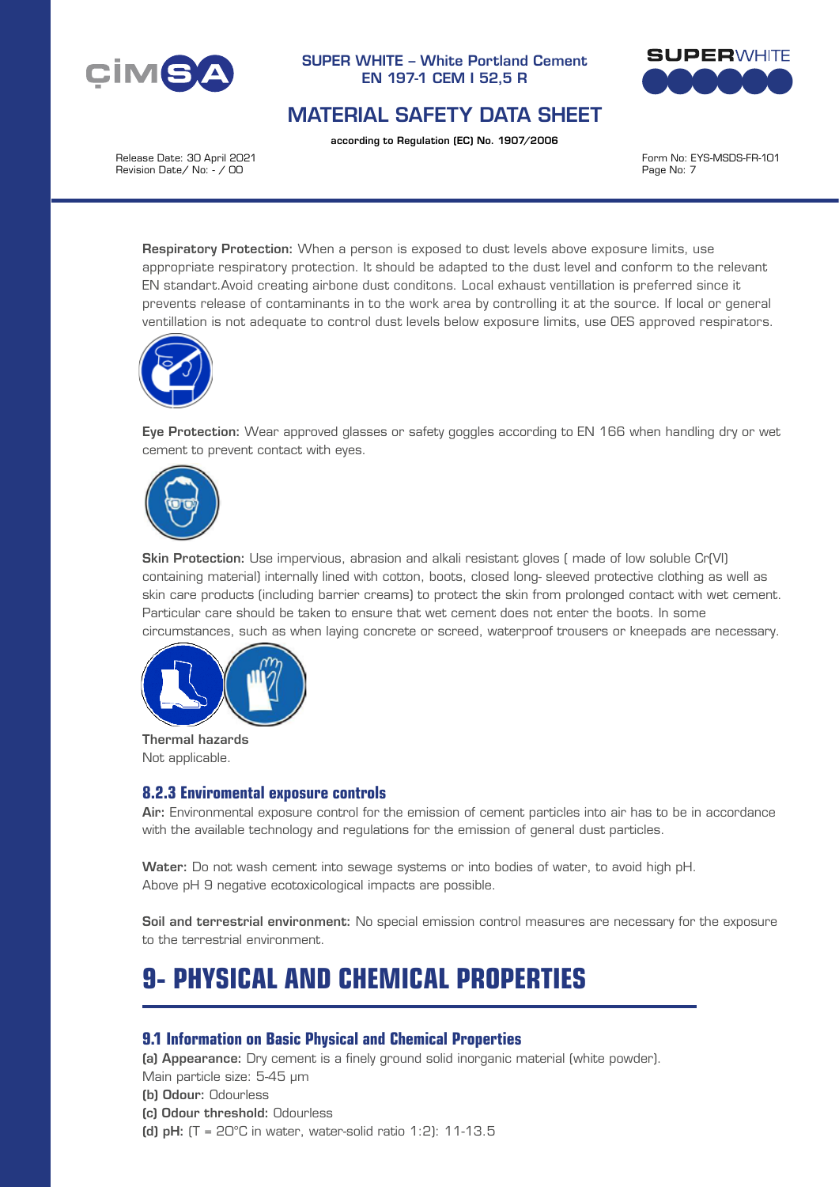**Respiratory Protection:** When a person is exposed to dust levels above exposure limits, use appropriate respiratory protection. It should be adapted to the dust level and conform to the relevant EN standart.Avoid creating airbone dust conditons. Local exhaust ventillation is preferred since it prevents release of contaminants in to the work area by controlling it at the source. If local or general ventillation is not adequate to control dust levels below exposure limits, use OES approved respirators.

**Eye Protection:** Wear approved glasses or safety goggles according to EN 166 when handling dry or wet cement to prevent contact with eyes.

**Skin Protection:** Use impervious, abrasion and alkali resistant gloves ( made of low soluble Cr(VI) containing material) internally lined with cotton, boots, closed long- sleeved protective clothing as well as skin care products (including barrier creams) to protect the skin from prolonged contact with wet cement. Particular care should be taken to ensure that wet cement does not enter the boots. In some circumstances, such as when laying concrete or screed, waterproof trousers or kneepads are necessary.

**Thermal hazards**
Not applicable.

### 8.2.3 Enviromental exposure controls

**Air:** Environmental exposure control for the emission of cement particles into air has to be in accordance with the available technology and regulations for the emission of general dust particles.

**Water:** Do not wash cement into sewage systems or into bodies of water, to avoid high pH. Above pH 9 negative ecotoxicological impacts are possible.

**Soil and terrestrial environment:** No special emission control measures are necessary for the exposure to the terrestrial environment.

# 9- PHYSICAL AND CHEMICAL PROPERTIES

### 9.1 Information on Basic Physical and Chemical Properties

**(a) Appearance:** Dry cement is a finely ground solid inorganic material (white powder).
Main particle size: 5-45 µm
**(b) Odour:** Odourless
**(c) Odour threshold:** Odourless
**(d) pH:** (T = 20°C in water, water-solid ratio 1:2): 11-13.5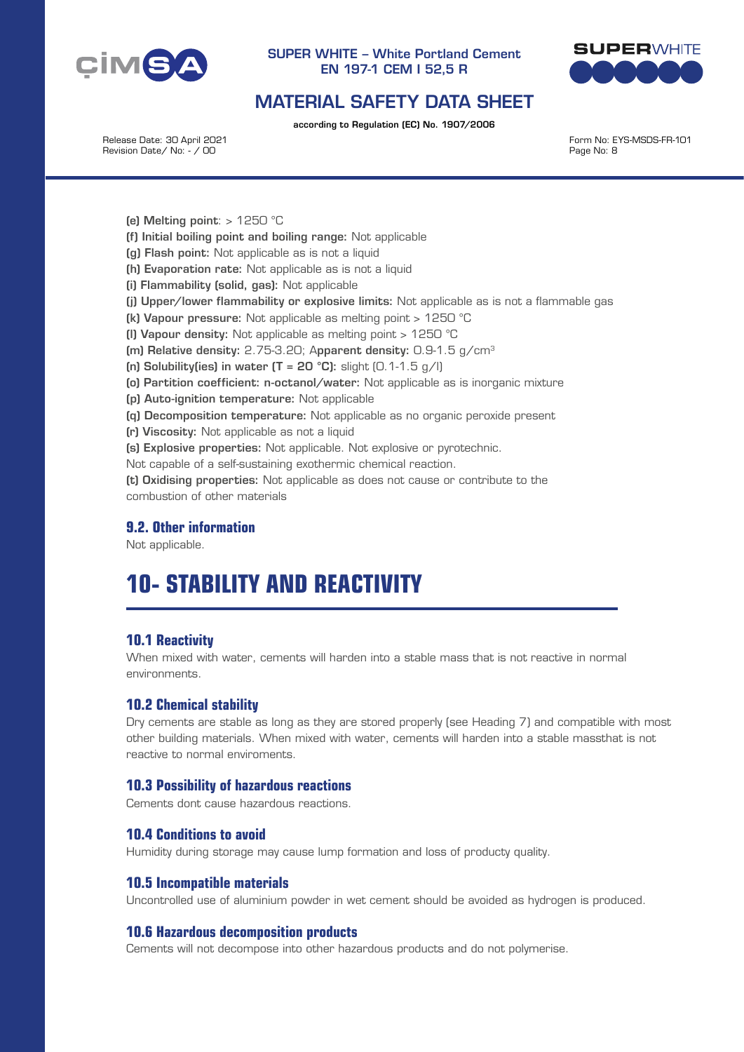**(e) Melting point**: > 1250 °C
**(f) Initial boiling point and boiling range:** Not applicable
**(g) Flash point:** Not applicable as is not a liquid
**(h) Evaporation rate:** Not applicable as is not a liquid
**(i) Flammability (solid, gas):** Not applicable
**(j) Upper/lower flammability or explosive limits:** Not applicable as is not a flammable gas
**(k) Vapour pressure:** Not applicable as melting point > 1250 °C
**(l) Vapour density:** Not applicable as melting point > 1250 °C
**(m) Relative density:** 2.75-3.20; **Apparent density:** 0.9-1.5 g/cm$^3$
**(n) Solubility(ies) in water (T = 20 °C):** slight (0.1-1.5 g/l)
**(o) Partition coefficient: n-octanol/water:** Not applicable as is inorganic mixture
**(p) Auto-ignition temperature:** Not applicable
**(q) Decomposition temperature:** Not applicable as no organic peroxide present
**(r) Viscosity:** Not applicable as not a liquid
**(s) Explosive properties:** Not applicable. Not explosive or pyrotechnic.
Not capable of a self-sustaining exothermic chemical reaction.
**(t) Oxidising properties:** Not applicable as does not cause or contribute to the combustion of other materials

### 9.2. Other information

Not applicable.

# 10- STABILITY AND REACTIVITY

### 10.1 Reactivity

When mixed with water, cements will harden into a stable mass that is not reactive in normal environments.

### 10.2 Chemical stability

Dry cements are stable as long as they are stored properly (see Heading 7) and compatible with most other building materials. When mixed with water, cements will harden into a stable massthat is not reactive to normal enviroments.

### 10.3 Possibility of hazardous reactions

Cements dont cause hazardous reactions.

### 10.4 Conditions to avoid

Humidity during storage may cause lump formation and loss of producty quality.

### 10.5 Incompatible materials

Uncontrolled use of aluminium powder in wet cement should be avoided as hydrogen is produced.

### 10.6 Hazardous decomposition products

Cements will not decompose into other hazardous products and do not polymerise.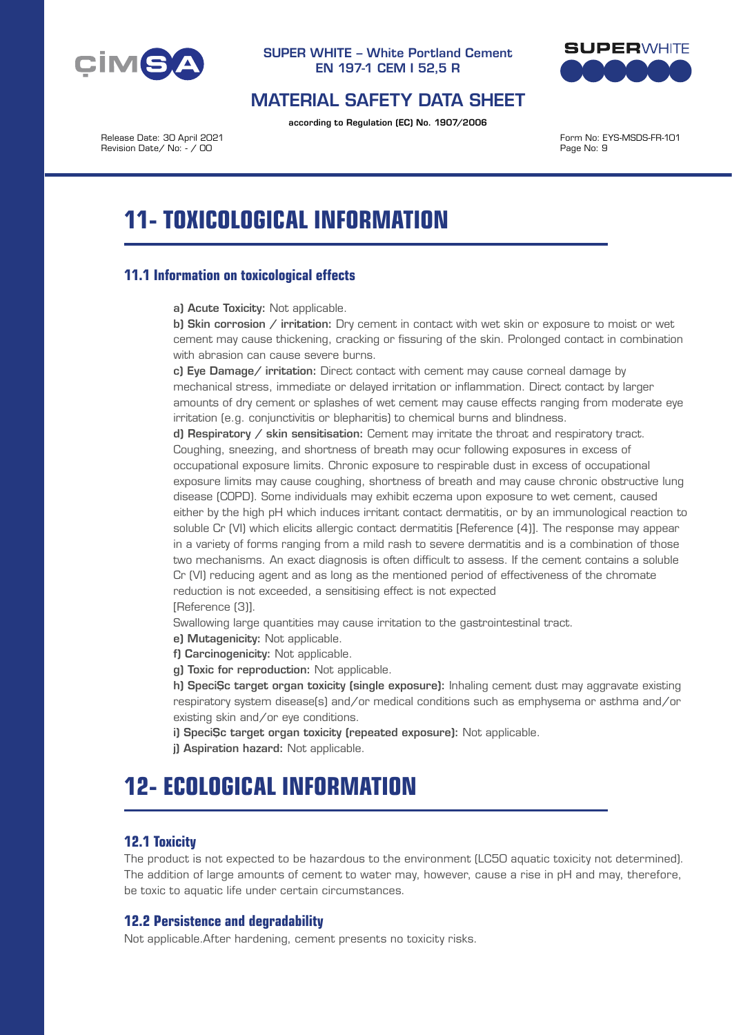# 11- TOXICOLOGICAL INFORMATION

## 11.1 Information on toxicological effects

**a) Acute Toxicity:** Not applicable.

**b) Skin corrosion / irritation:** Dry cement in contact with wet skin or exposure to moist or wet cement may cause thickening, cracking or fissuring of the skin. Prolonged contact in combination with abrasion can cause severe burns.

**c) Eye Damage/ irritation:** Direct contact with cement may cause corneal damage by mechanical stress, immediate or delayed irritation or inflammation. Direct contact by larger amounts of dry cement or splashes of wet cement may cause effects ranging from moderate eye irritation (e.g. conjunctivitis or blepharitis) to chemical burns and blindness.

**d) Respiratory / skin sensitisation:** Cement may irritate the throat and respiratory tract. Coughing, sneezing, and shortness of breath may ocur following exposures in excess of occupational exposure limits. Chronic exposure to respirable dust in excess of occupational exposure limits may cause coughing, shortness of breath and may cause chronic obstructive lung disease (COPD). Some individuals may exhibit eczema upon exposure to wet cement, caused either by the high pH which induces irritant contact dermatitis, or by an immunological reaction to soluble Cr (VI) which elicits allergic contact dermatitis [Reference (4)]. The response may appear in a variety of forms ranging from a mild rash to severe dermatitis and is a combination of those two mechanisms. An exact diagnosis is often difficult to assess. If the cement contains a soluble Cr (VI) reducing agent and as long as the mentioned period of effectiveness of the chromate reduction is not exceeded, a sensitising effect is not expected [Reference (3)].

Swallowing large quantities may cause irritation to the gastrointestinal tract.

**e) Mutagenicity:** Not applicable.

**f) Carcinogenicity:** Not applicable.

**g) Toxic for reproduction:** Not applicable.

**h) SpeciȘc target organ toxicity (single exposure):** Inhaling cement dust may aggravate existing respiratory system disease(s) and/or medical conditions such as emphysema or asthma and/or existing skin and/or eye conditions.

**i) SpeciȘc target organ toxicity (repeated exposure):** Not applicable.

**j) Aspiration hazard:** Not applicable.

# 12- ECOLOGICAL INFORMATION

## 12.1 Toxicity

The product is not expected to be hazardous to the environment (LC50 aquatic toxicity not determined). The addition of large amounts of cement to water may, however, cause a rise in pH and may, therefore, be toxic to aquatic life under certain circumstances.

## 12.2 Persistence and degradability

Not applicable.After hardening, cement presents no toxicity risks.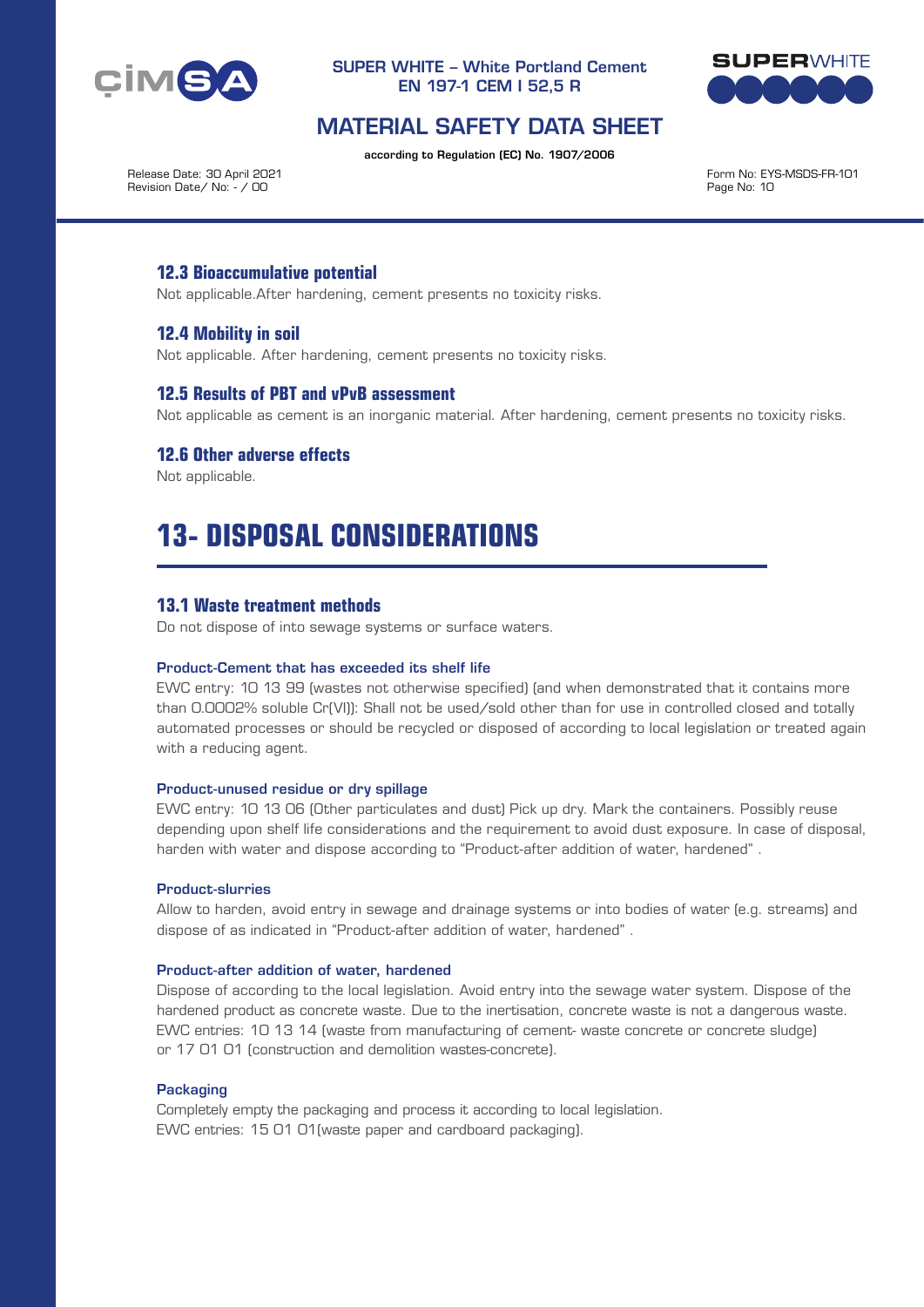### 12.3 Bioaccumulative potential

Not applicable.After hardening, cement presents no toxicity risks.

### 12.4 Mobility in soil

Not applicable. After hardening, cement presents no toxicity risks.

### 12.5 Results of PBT and vPvB assessment

Not applicable as cement is an inorganic material. After hardening, cement presents no toxicity risks.

### 12.6 Other adverse effects

Not applicable.

## 13- DISPOSAL CONSIDERATIONS

### 13.1 Waste treatment methods

Do not dispose of into sewage systems or surface waters.

**Product-Cement that has exceeded its shelf life**

EWC entry: 10 13 99 (wastes not otherwise specified) (and when demonstrated that it contains more than 0.0002% soluble Cr(VI)): Shall not be used/sold other than for use in controlled closed and totally automated processes or should be recycled or disposed of according to local legislation or treated again with a reducing agent.

**Product-unused residue or dry spillage**

EWC entry: 10 13 06 (Other particulates and dust) Pick up dry. Mark the containers. Possibly reuse depending upon shelf life considerations and the requirement to avoid dust exposure. In case of disposal, harden with water and dispose according to "Product-after addition of water, hardened" .

**Product-slurries**

Allow to harden, avoid entry in sewage and drainage systems or into bodies of water (e.g. streams) and dispose of as indicated in "Product-after addition of water, hardened" .

**Product-after addition of water, hardened**

Dispose of according to the local legislation. Avoid entry into the sewage water system. Dispose of the hardened product as concrete waste. Due to the inertisation, concrete waste is not a dangerous waste. EWC entries: 10 13 14 (waste from manufacturing of cement- waste concrete or concrete sludge) or 17 01 01 (construction and demolition wastes-concrete).

**Packaging**

Completely empty the packaging and process it according to local legislation.
EWC entries: 15 01 01(waste paper and cardboard packaging).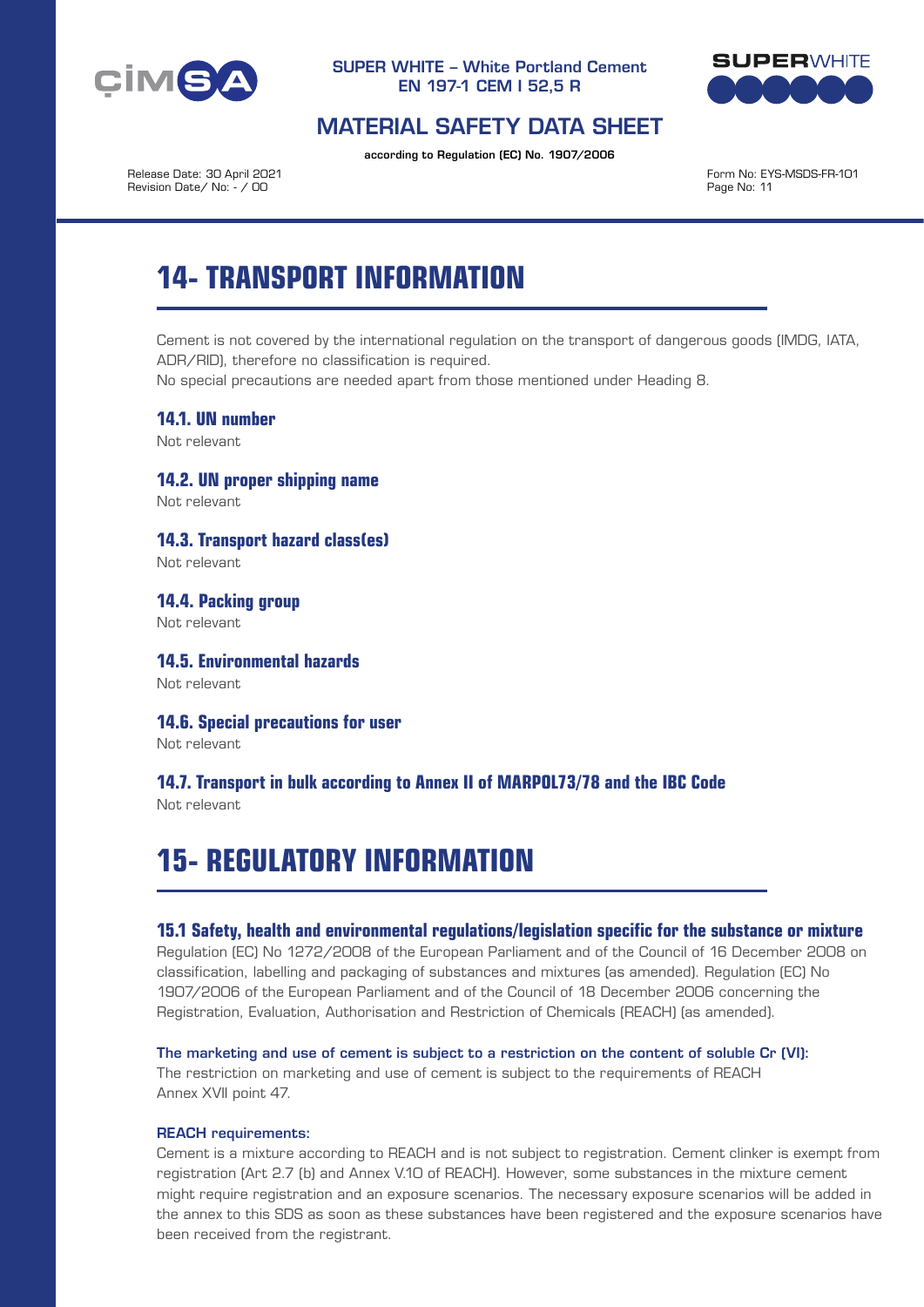## 14- TRANSPORT INFORMATION

Cement is not covered by the international regulation on the transport of dangerous goods (IMDG, IATA, ADR/RID), therefore no classification is required.
No special precautions are needed apart from those mentioned under Heading 8.

### 14.1. UN number
Not relevant

### 14.2. UN proper shipping name
Not relevant

### 14.3. Transport hazard class(es)
Not relevant

### 14.4. Packing group
Not relevant

### 14.5. Environmental hazards
Not relevant

### 14.6. Special precautions for user
Not relevant

### 14.7. Transport in bulk according to Annex II of MARPOL73/78 and the IBC Code
Not relevant

## 15- REGULATORY INFORMATION

### 15.1 Safety, health and environmental regulations/legislation specific for the substance or mixture
Regulation (EC) No 1272/2008 of the European Parliament and of the Council of 16 December 2008 on classification, labelling and packaging of substances and mixtures (as amended). Regulation (EC) No 1907/2006 of the European Parliament and of the Council of 18 December 2006 concerning the Registration, Evaluation, Authorisation and Restriction of Chemicals (REACH) (as amended).

**The marketing and use of cement is subject to a restriction on the content of soluble Cr (VI):**
The restriction on marketing and use of cement is subject to the requirements of REACH Annex XVII point 47.

**REACH requirements:**
Cement is a mixture according to REACH and is not subject to registration. Cement clinker is exempt from registration (Art 2.7 (b) and Annex V.10 of REACH). However, some substances in the mixture cement might require registration and an exposure scenarios. The necessary exposure scenarios will be added in the annex to this SDS as soon as these substances have been registered and the exposure scenarios have been received from the registrant.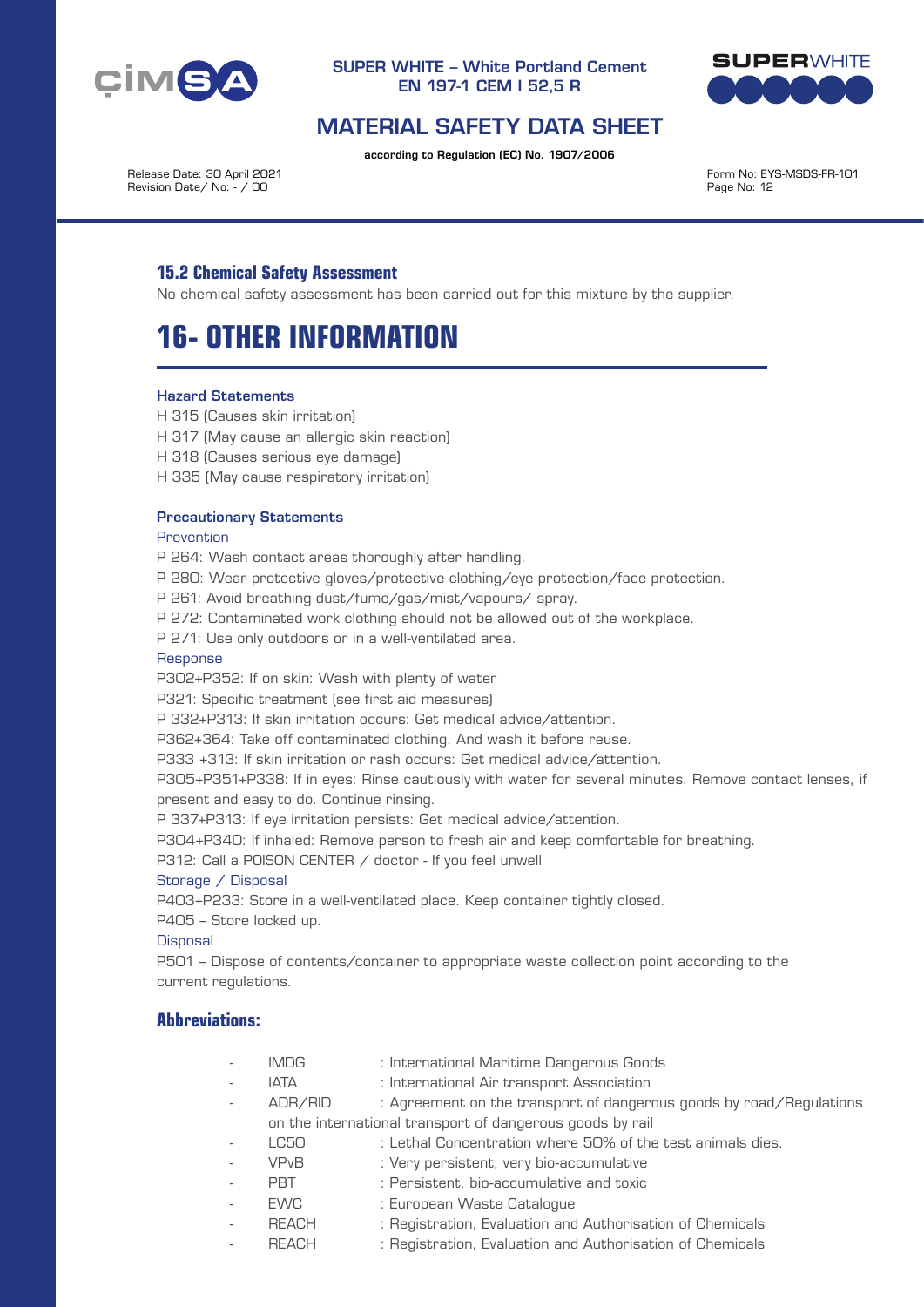### 15.2 Chemical Safety Assessment

No chemical safety assessment has been carried out for this mixture by the supplier.

# 16- OTHER INFORMATION

#### Hazard Statements

H 315 (Causes skin irritation)
H 317 (May cause an allergic skin reaction)
H 318 (Causes serious eye damage)
H 335 (May cause respiratory irritation)

#### Precautionary Statements

Prevention

P 264: Wash contact areas thoroughly after handling.
P 280: Wear protective gloves/protective clothing/eye protection/face protection.
P 261: Avoid breathing dust/fume/gas/mist/vapours/ spray.
P 272: Contaminated work clothing should not be allowed out of the workplace.
P 271: Use only outdoors or in a well-ventilated area.

Response

P302+P352: If on skin: Wash with plenty of water
P321: Specific treatment (see first aid measures)
P 332+P313: If skin irritation occurs: Get medical advice/attention.
P362+364: Take off contaminated clothing. And wash it before reuse.
P333 +313: If skin irritation or rash occurs: Get medical advice/attention.
P305+P351+P338: If in eyes: Rinse cautiously with water for several minutes. Remove contact lenses, if present and easy to do. Continue rinsing.
P 337+P313: If eye irritation persists: Get medical advice/attention.
P304+P340: If inhaled: Remove person to fresh air and keep comfortable for breathing.
P312: Call a POISON CENTER / doctor - If you feel unwell

Storage / Disposal

P403+P233: Store in a well-ventilated place. Keep container tightly closed.
P405 – Store locked up.

Disposal

P501 – Dispose of contents/container to appropriate waste collection point according to the current regulations.

### Abbreviations:

- IMDG : International Maritime Dangerous Goods
- IATA : International Air transport Association
- ADR/RID : Agreement on the transport of dangerous goods by road/Regulations on the international transport of dangerous goods by rail
- LC50 : Lethal Concentration where 50% of the test animals dies.
- VPvB : Very persistent, very bio-accumulative
- PBT : Persistent, bio-accumulative and toxic
- EWC : European Waste Catalogue
- REACH : Registration, Evaluation and Authorisation of Chemicals
- REACH : Registration, Evaluation and Authorisation of Chemicals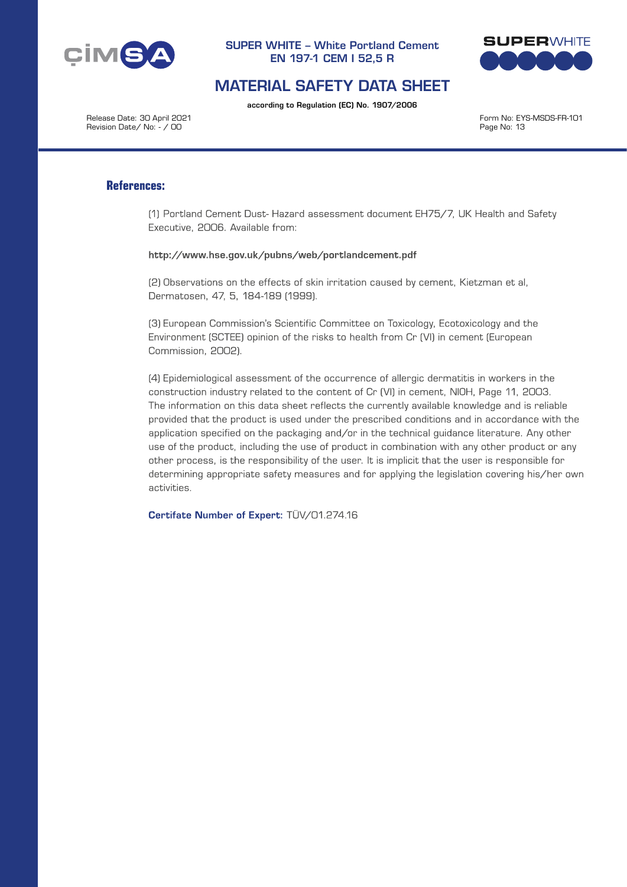## References:

(1) Portland Cement Dust- Hazard assessment document EH75/7, UK Health and Safety Executive, 2006. Available from:

**http://www.hse.gov.uk/pubns/web/portlandcement.pdf**

(2) Observations on the effects of skin irritation caused by cement, Kietzman et al, Dermatosen, 47, 5, 184-189 (1999).

(3) European Commission's Scientific Committee on Toxicology, Ecotoxicology and the Environment (SCTEE) opinion of the risks to health from Cr (VI) in cement (European Commission, 2002).

(4) Epidemiological assessment of the occurrence of allergic dermatitis in workers in the construction industry related to the content of Cr (VI) in cement, NIOH, Page 11, 2003.
The information on this data sheet reflects the currently available knowledge and is reliable provided that the product is used under the prescribed conditions and in accordance with the application specified on the packaging and/or in the technical guidance literature. Any other use of the product, including the use of product in combination with any other product or any other process, is the responsibility of the user. It is implicit that the user is responsible for determining appropriate safety measures and for applying the legislation covering his/her own activities.

**Certifate Number of Expert:** TÜV/01.274.16